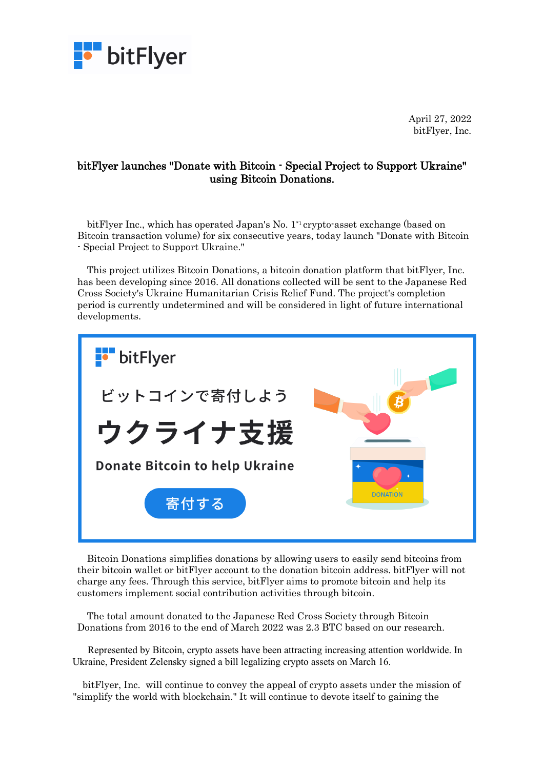April 27, 2022
bitFlyer, Inc.

## bitFlyer launches "Donate with Bitcoin - Special Project to Support Ukraine" using Bitcoin Donations.

bitFlyer Inc., which has operated Japan's No. 1[*1] crypto-asset exchange (based on Bitcoin transaction volume) for six consecutive years, today launch "Donate with Bitcoin - Special Project to Support Ukraine."

This project utilizes Bitcoin Donations, a bitcoin donation platform that bitFlyer, Inc. has been developing since 2016. All donations collected will be sent to the Japanese Red Cross Society's Ukraine Humanitarian Crisis Relief Fund. The project's completion period is currently undetermined and will be considered in light of future international developments.

bitFlyer

ビットコインで寄付しよう

ウクライナ支援

Donate Bitcoin to help Ukraine

寄付する

DONATION

Bitcoin Donations simplifies donations by allowing users to easily send bitcoins from their bitcoin wallet or bitFlyer account to the donation bitcoin address. bitFlyer will not charge any fees. Through this service, bitFlyer aims to promote bitcoin and help its customers implement social contribution activities through bitcoin.

The total amount donated to the Japanese Red Cross Society through Bitcoin Donations from 2016 to the end of March 2022 was 2.3 BTC based on our research.

Represented by Bitcoin, crypto assets have been attracting increasing attention worldwide. In Ukraine, President Zelensky signed a bill legalizing crypto assets on March 16.

bitFlyer, Inc. will continue to convey the appeal of crypto assets under the mission of "simplify the world with blockchain." It will continue to devote itself to gaining the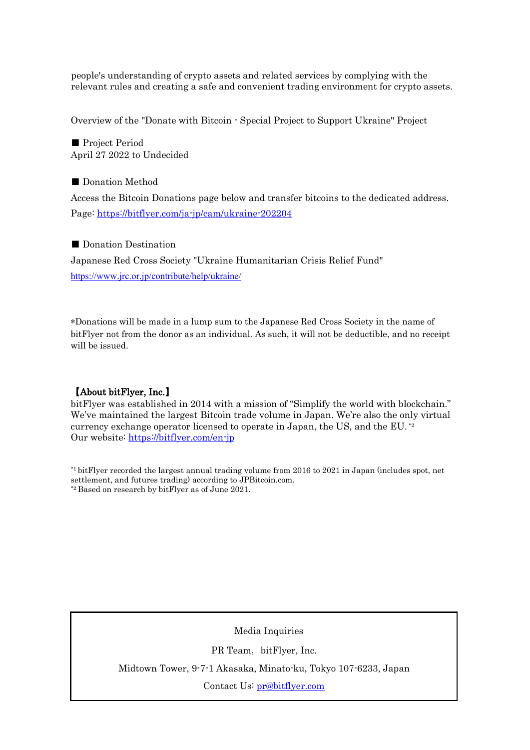people's understanding of crypto assets and related services by complying with the relevant rules and creating a safe and convenient trading environment for crypto assets.

Overview of the "Donate with Bitcoin - Special Project to Support Ukraine" Project

■ Project Period
April 27 2022 to Undecided

■ Donation Method

Access the Bitcoin Donations page below and transfer bitcoins to the dedicated address.

Page: https://bitflyer.com/ja-jp/cam/ukraine-202204

■ Donation Destination

Japanese Red Cross Society "Ukraine Humanitarian Crisis Relief Fund"

https://www.jrc.or.jp/contribute/help/ukraine/

*Donations will be made in a lump sum to the Japanese Red Cross Society in the name of bitFlyer not from the donor as an individual. As such, it will not be deductible, and no receipt will be issued.

**【About bitFlyer, Inc.】**

bitFlyer was established in 2014 with a mission of "Simplify the world with blockchain." We've maintained the largest Bitcoin trade volume in Japan. We're also the only virtual currency exchange operator licensed to operate in Japan, the US, and the EU. *2
Our website: https://bitflyer.com/en-jp

*1 bitFlyer recorded the largest annual trading volume from 2016 to 2021 in Japan (includes spot, net settlement, and futures trading) according to JPBitcoin.com.
*2 Based on research by bitFlyer as of June 2021.

Media Inquiries

PR Team, bitFlyer, Inc.

Midtown Tower, 9-7-1 Akasaka, Minato-ku, Tokyo 107-6233, Japan

Contact Us: pr@bitflyer.com